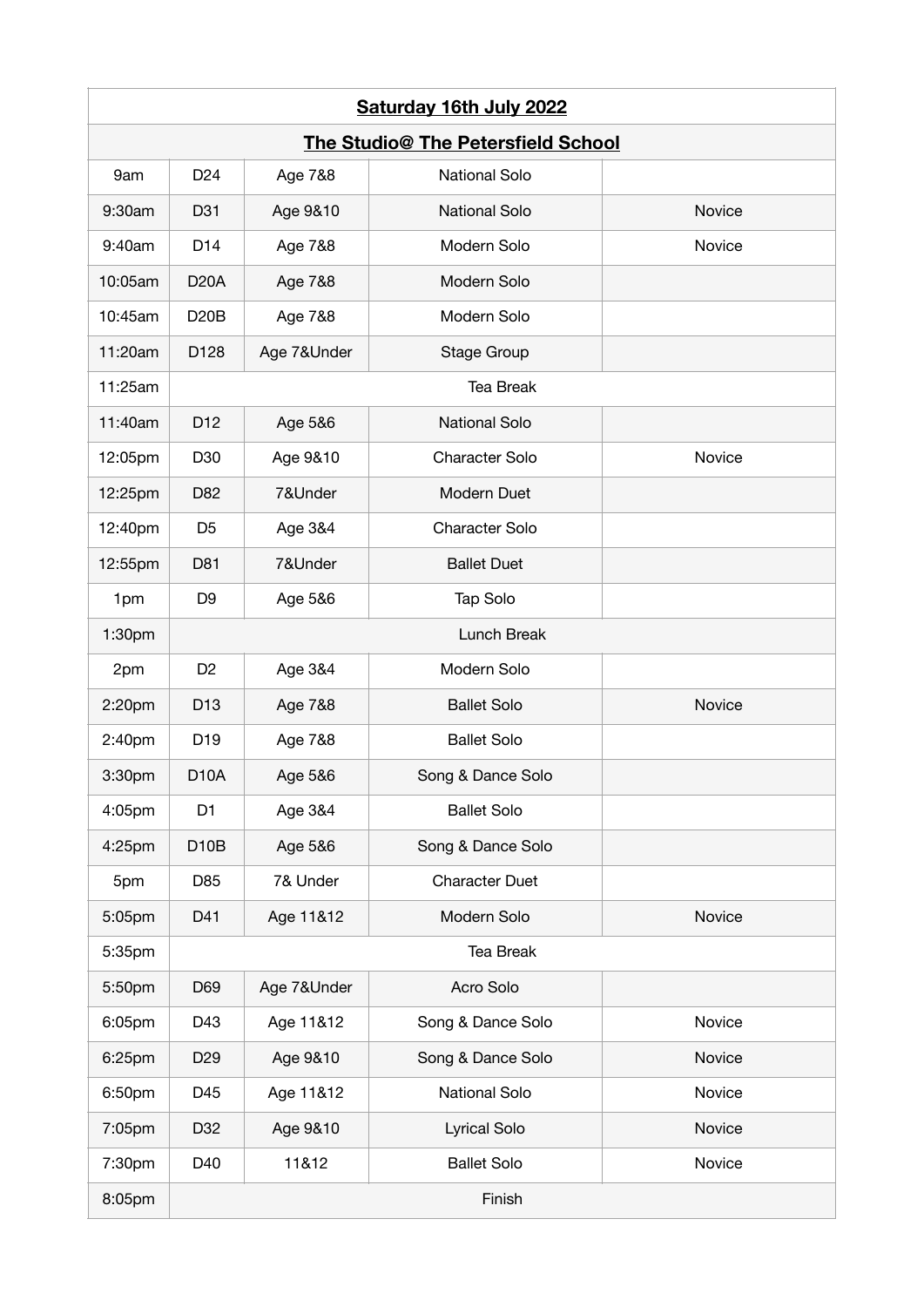| **Saturday 16th July 2022** | | | | |
|---|---|---|---|---|
| **The Studio@ The Petersfield School** | | | | |
| 9am | D24 | Age 7&8 | National Solo | |
| 9:30am | D31 | Age 9&10 | National Solo | Novice |
| 9:40am | D14 | Age 7&8 | Modern Solo | Novice |
| 10:05am | D20A | Age 7&8 | Modern Solo | |
| 10:45am | D20B | Age 7&8 | Modern Solo | |
| 11:20am | D128 | Age 7&Under | Stage Group | |
| 11:25am | Tea Break | | | |
| 11:40am | D12 | Age 5&6 | National Solo | |
| 12:05pm | D30 | Age 9&10 | Character Solo | Novice |
| 12:25pm | D82 | 7&Under | Modern Duet | |
| 12:40pm | D5 | Age 3&4 | Character Solo | |
| 12:55pm | D81 | 7&Under | Ballet Duet | |
| 1pm | D9 | Age 5&6 | Tap Solo | |
| 1:30pm | Lunch Break | | | |
| 2pm | D2 | Age 3&4 | Modern Solo | |
| 2:20pm | D13 | Age 7&8 | Ballet Solo | Novice |
| 2:40pm | D19 | Age 7&8 | Ballet Solo | |
| 3:30pm | D10A | Age 5&6 | Song & Dance Solo | |
| 4:05pm | D1 | Age 3&4 | Ballet Solo | |
| 4:25pm | D10B | Age 5&6 | Song & Dance Solo | |
| 5pm | D85 | 7& Under | Character Duet | |
| 5:05pm | D41 | Age 11&12 | Modern Solo | Novice |
| 5:35pm | Tea Break | | | |
| 5:50pm | D69 | Age 7&Under | Acro Solo | |
| 6:05pm | D43 | Age 11&12 | Song & Dance Solo | Novice |
| 6:25pm | D29 | Age 9&10 | Song & Dance Solo | Novice |
| 6:50pm | D45 | Age 11&12 | National Solo | Novice |
| 7:05pm | D32 | Age 9&10 | Lyrical Solo | Novice |
| 7:30pm | D40 | 11&12 | Ballet Solo | Novice |
| 8:05pm | Finish | | | |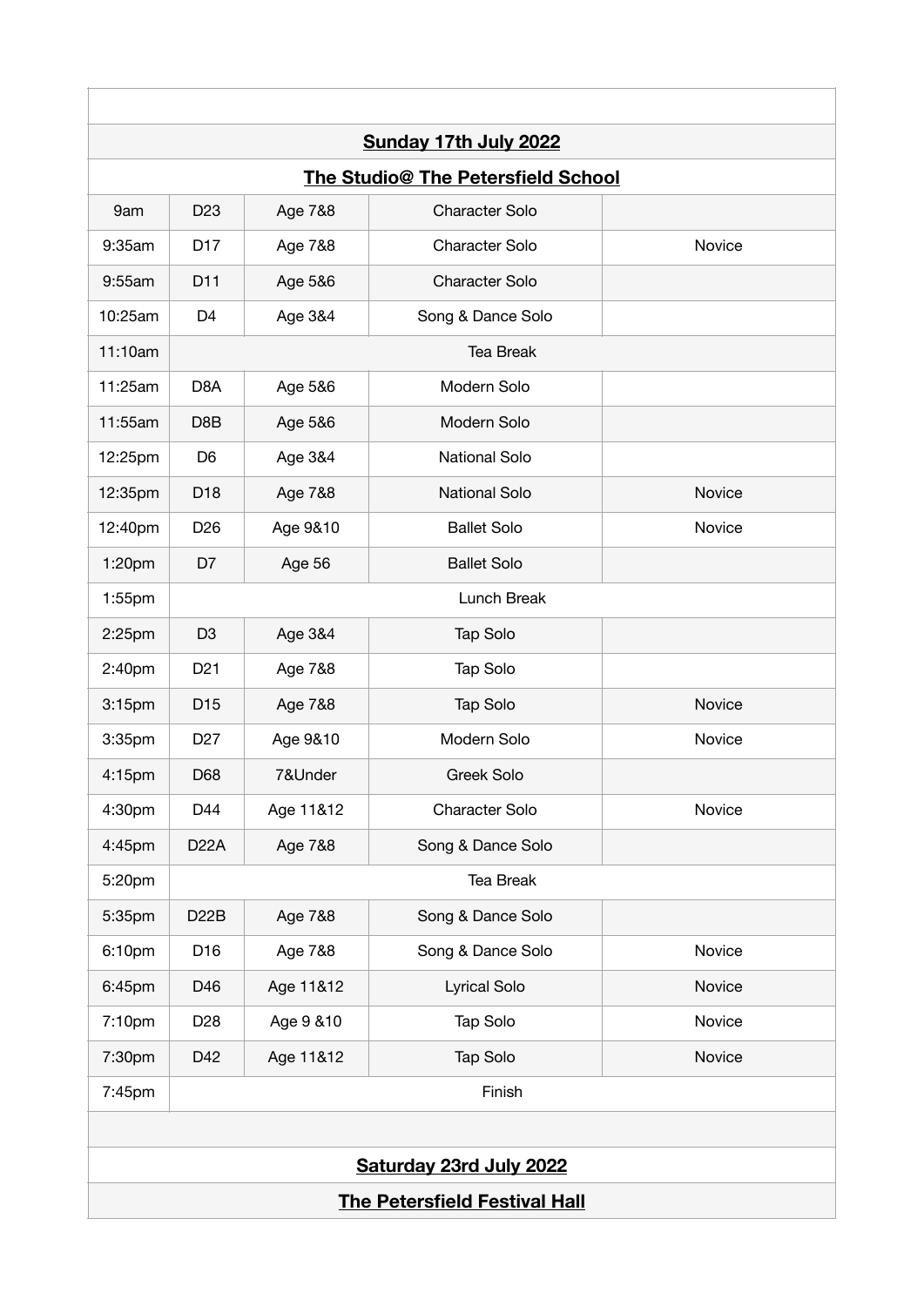| | | | | |
|---|---|---|---|---|
| **Sunday 17th July 2022** | | | | |
| **The Studio@ The Petersfield School** | | | | |
| 9am | D23 | Age 7&8 | Character Solo | |
| 9:35am | D17 | Age 7&8 | Character Solo | Novice |
| 9:55am | D11 | Age 5&6 | Character Solo | |
| 10:25am | D4 | Age 3&4 | Song & Dance Solo | |
| 11:10am | Tea Break | | | |
| 11:25am | D8A | Age 5&6 | Modern Solo | |
| 11:55am | D8B | Age 5&6 | Modern Solo | |
| 12:25pm | D6 | Age 3&4 | National Solo | |
| 12:35pm | D18 | Age 7&8 | National Solo | Novice |
| 12:40pm | D26 | Age 9&10 | Ballet Solo | Novice |
| 1:20pm | D7 | Age 56 | Ballet Solo | |
| 1:55pm | Lunch Break | | | |
| 2:25pm | D3 | Age 3&4 | Tap Solo | |
| 2:40pm | D21 | Age 7&8 | Tap Solo | |
| 3:15pm | D15 | Age 7&8 | Tap Solo | Novice |
| 3:35pm | D27 | Age 9&10 | Modern Solo | Novice |
| 4:15pm | D68 | 7&Under | Greek Solo | |
| 4:30pm | D44 | Age 11&12 | Character Solo | Novice |
| 4:45pm | D22A | Age 7&8 | Song & Dance Solo | |
| 5:20pm | Tea Break | | | |
| 5:35pm | D22B | Age 7&8 | Song & Dance Solo | |
| 6:10pm | D16 | Age 7&8 | Song & Dance Solo | Novice |
| 6:45pm | D46 | Age 11&12 | Lyrical Solo | Novice |
| 7:10pm | D28 | Age 9 &10 | Tap Solo | Novice |
| 7:30pm | D42 | Age 11&12 | Tap Solo | Novice |
| 7:45pm | Finish | | | |
| | | | | |
| **Saturday 23rd July 2022** | | | | |
| **The Petersfield Festival Hall** | | | | |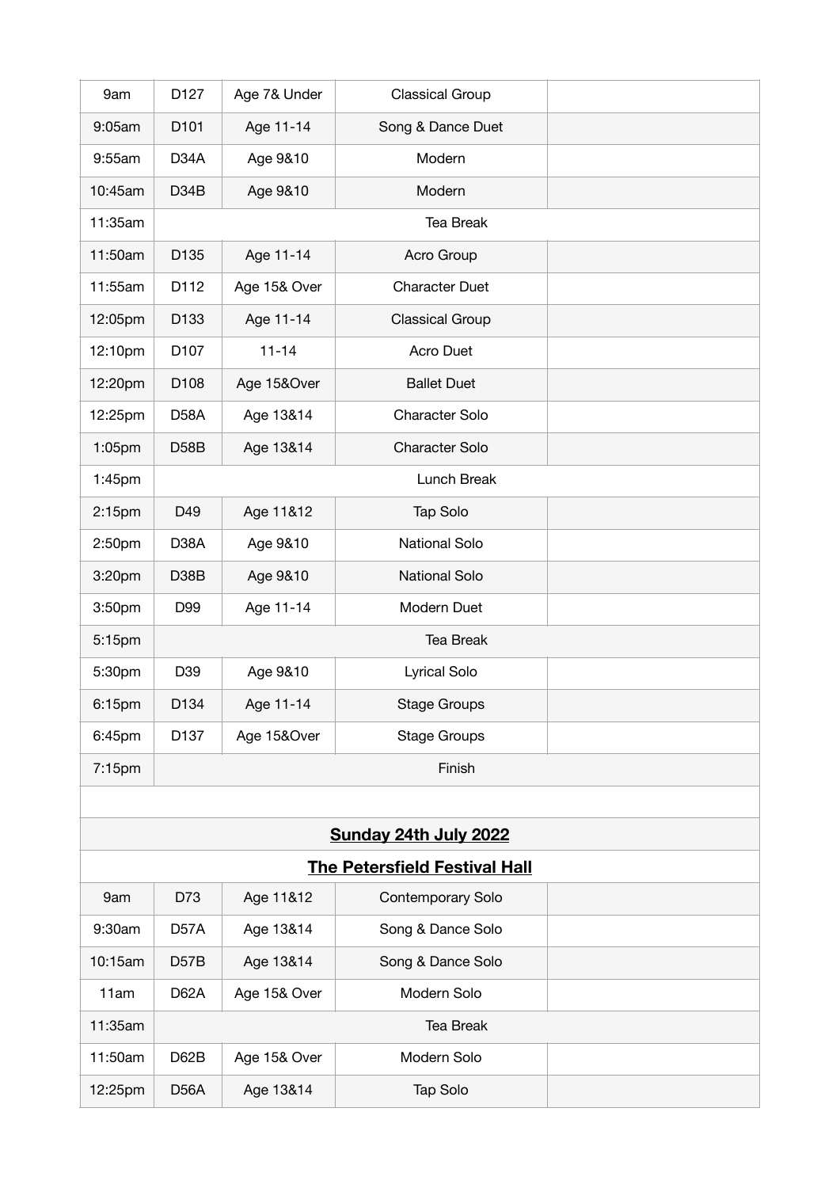| | | | | |
|---|---|---|---|---|
| 9am | D127 | Age 7& Under | Classical Group | |
| 9:05am | D101 | Age 11-14 | Song & Dance Duet | |
| 9:55am | D34A | Age 9&10 | Modern | |
| 10:45am | D34B | Age 9&10 | Modern | |
| 11:35am | Tea Break | | | |
| 11:50am | D135 | Age 11-14 | Acro Group | |
| 11:55am | D112 | Age 15& Over | Character Duet | |
| 12:05pm | D133 | Age 11-14 | Classical Group | |
| 12:10pm | D107 | 11-14 | Acro Duet | |
| 12:20pm | D108 | Age 15&Over | Ballet Duet | |
| 12:25pm | D58A | Age 13&14 | Character Solo | |
| 1:05pm | D58B | Age 13&14 | Character Solo | |
| 1:45pm | Lunch Break | | | |
| 2:15pm | D49 | Age 11&12 | Tap Solo | |
| 2:50pm | D38A | Age 9&10 | National Solo | |
| 3:20pm | D38B | Age 9&10 | National Solo | |
| 3:50pm | D99 | Age 11-14 | Modern Duet | |
| 5:15pm | Tea Break | | | |
| 5:30pm | D39 | Age 9&10 | Lyrical Solo | |
| 6:15pm | D134 | Age 11-14 | Stage Groups | |
| 6:45pm | D137 | Age 15&Over | Stage Groups | |
| 7:15pm | Finish | | | |

**Sunday 24th July 2022**

**The Petersfield Festival Hall**

| | | | | |
|---|---|---|---|---|
| 9am | D73 | Age 11&12 | Contemporary Solo | |
| 9:30am | D57A | Age 13&14 | Song & Dance Solo | |
| 10:15am | D57B | Age 13&14 | Song & Dance Solo | |
| 11am | D62A | Age 15& Over | Modern Solo | |
| 11:35am | Tea Break | | | |
| 11:50am | D62B | Age 15& Over | Modern Solo | |
| 12:25pm | D56A | Age 13&14 | Tap Solo | |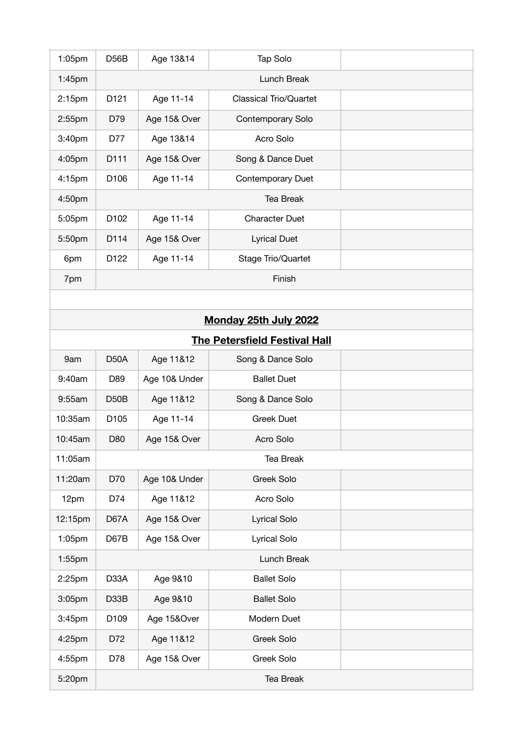| | | | | |
|---|---|---|---|---|
| 1:05pm | D56B | Age 13&14 | Tap Solo | |
| 1:45pm | | | Lunch Break | |
| 2:15pm | D121 | Age 11-14 | Classical Trio/Quartet | |
| 2:55pm | D79 | Age 15& Over | Contemporary Solo | |
| 3:40pm | D77 | Age 13&14 | Acro Solo | |
| 4:05pm | D111 | Age 15& Over | Song & Dance Duet | |
| 4:15pm | D106 | Age 11-14 | Contemporary Duet | |
| 4:50pm | | | Tea Break | |
| 5:05pm | D102 | Age 11-14 | Character Duet | |
| 5:50pm | D114 | Age 15& Over | Lyrical Duet | |
| 6pm | D122 | Age 11-14 | Stage Trio/Quartet | |
| 7pm | | | Finish | |

**Monday 25th July 2022**

**The Petersfield Festival Hall**

| | | | | |
|---|---|---|---|---|
| 9am | D50A | Age 11&12 | Song & Dance Solo | |
| 9:40am | D89 | Age 10& Under | Ballet Duet | |
| 9:55am | D50B | Age 11&12 | Song & Dance Solo | |
| 10:35am | D105 | Age 11-14 | Greek Duet | |
| 10:45am | D80 | Age 15& Over | Acro Solo | |
| 11:05am | | | Tea Break | |
| 11:20am | D70 | Age 10& Under | Greek Solo | |
| 12pm | D74 | Age 11&12 | Acro Solo | |
| 12:15pm | D67A | Age 15& Over | Lyrical Solo | |
| 1:05pm | D67B | Age 15& Over | Lyrical Solo | |
| 1:55pm | | | Lunch Break | |
| 2:25pm | D33A | Age 9&10 | Ballet Solo | |
| 3:05pm | D33B | Age 9&10 | Ballet Solo | |
| 3:45pm | D109 | Age 15&Over | Modern Duet | |
| 4:25pm | D72 | Age 11&12 | Greek Solo | |
| 4:55pm | D78 | Age 15& Over | Greek Solo | |
| 5:20pm | | | Tea Break | |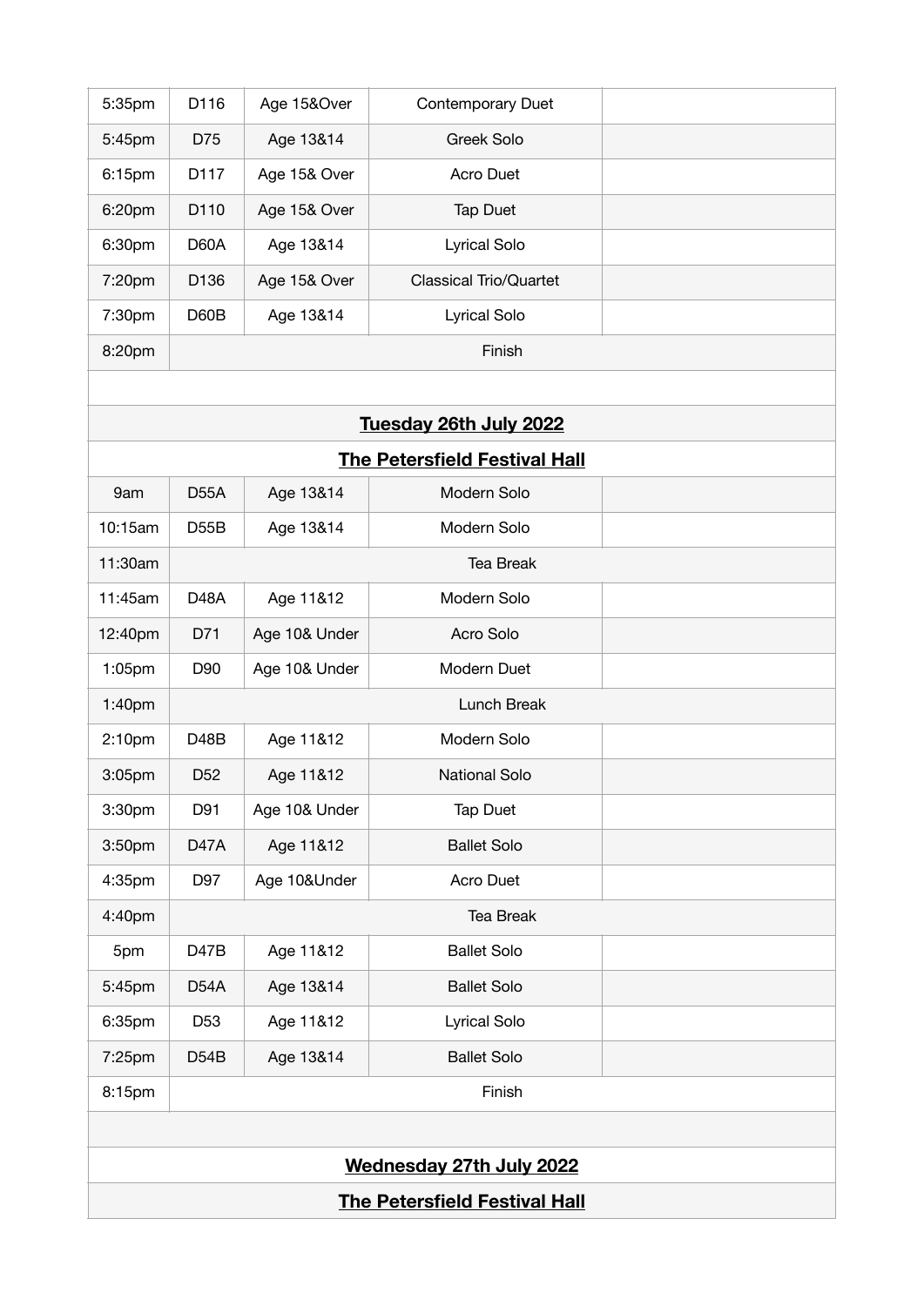| | | | | |
|---|---|---|---|---|
| 5:35pm | D116 | Age 15&Over | Contemporary Duet | |
| 5:45pm | D75 | Age 13&14 | Greek Solo | |
| 6:15pm | D117 | Age 15& Over | Acro Duet | |
| 6:20pm | D110 | Age 15& Over | Tap Duet | |
| 6:30pm | D60A | Age 13&14 | Lyrical Solo | |
| 7:20pm | D136 | Age 15& Over | Classical Trio/Quartet | |
| 7:30pm | D60B | Age 13&14 | Lyrical Solo | |
| 8:20pm | Finish | | | |
| | | | | |
| **Tuesday 26th July 2022** | | | | |
| **The Petersfield Festival Hall** | | | | |
| 9am | D55A | Age 13&14 | Modern Solo | |
| 10:15am | D55B | Age 13&14 | Modern Solo | |
| 11:30am | Tea Break | | | |
| 11:45am | D48A | Age 11&12 | Modern Solo | |
| 12:40pm | D71 | Age 10& Under | Acro Solo | |
| 1:05pm | D90 | Age 10& Under | Modern Duet | |
| 1:40pm | Lunch Break | | | |
| 2:10pm | D48B | Age 11&12 | Modern Solo | |
| 3:05pm | D52 | Age 11&12 | National Solo | |
| 3:30pm | D91 | Age 10& Under | Tap Duet | |
| 3:50pm | D47A | Age 11&12 | Ballet Solo | |
| 4:35pm | D97 | Age 10&Under | Acro Duet | |
| 4:40pm | Tea Break | | | |
| 5pm | D47B | Age 11&12 | Ballet Solo | |
| 5:45pm | D54A | Age 13&14 | Ballet Solo | |
| 6:35pm | D53 | Age 11&12 | Lyrical Solo | |
| 7:25pm | D54B | Age 13&14 | Ballet Solo | |
| 8:15pm | Finish | | | |
| | | | | |
| **Wednesday 27th July 2022** | | | | |
| **The Petersfield Festival Hall** | | | | |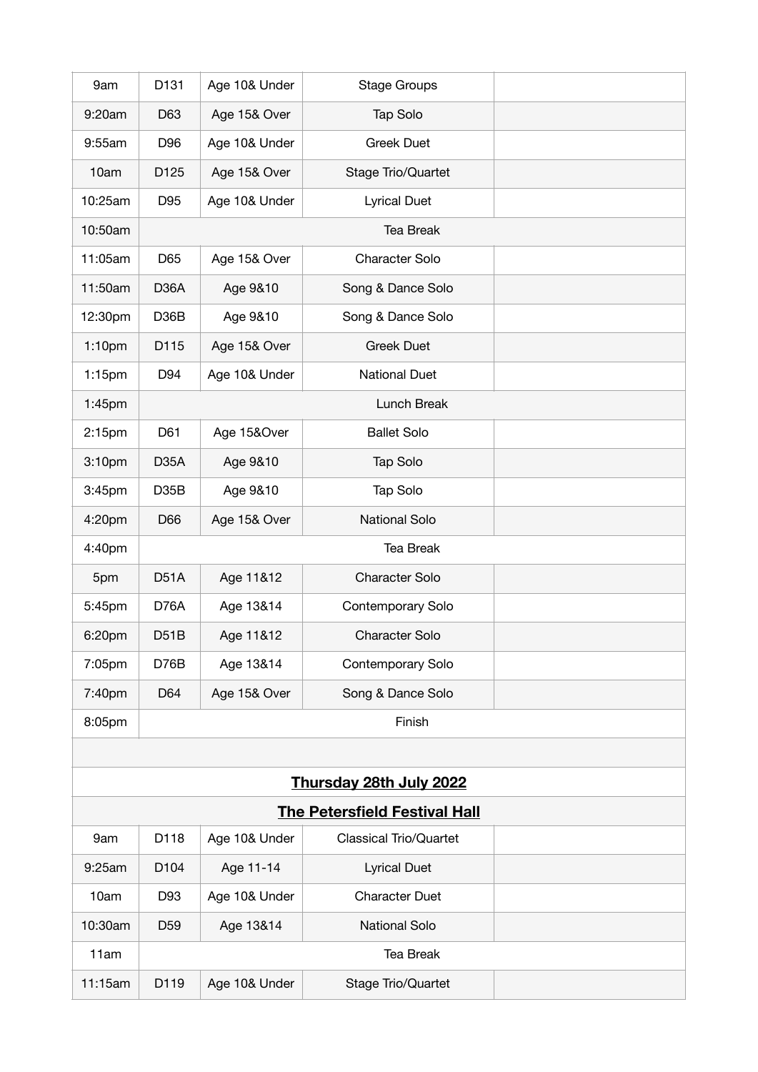| 9am | D131 | Age 10& Under | Stage Groups | |
|---|---|---|---|---|
| 9:20am | D63 | Age 15& Over | Tap Solo | |
| 9:55am | D96 | Age 10& Under | Greek Duet | |
| 10am | D125 | Age 15& Over | Stage Trio/Quartet | |
| 10:25am | D95 | Age 10& Under | Lyrical Duet | |
| 10:50am | | | Tea Break | |
| 11:05am | D65 | Age 15& Over | Character Solo | |
| 11:50am | D36A | Age 9&10 | Song & Dance Solo | |
| 12:30pm | D36B | Age 9&10 | Song & Dance Solo | |
| 1:10pm | D115 | Age 15& Over | Greek Duet | |
| 1:15pm | D94 | Age 10& Under | National Duet | |
| 1:45pm | | | Lunch Break | |
| 2:15pm | D61 | Age 15&Over | Ballet Solo | |
| 3:10pm | D35A | Age 9&10 | Tap Solo | |
| 3:45pm | D35B | Age 9&10 | Tap Solo | |
| 4:20pm | D66 | Age 15& Over | National Solo | |
| 4:40pm | | | Tea Break | |
| 5pm | D51A | Age 11&12 | Character Solo | |
| 5:45pm | D76A | Age 13&14 | Contemporary Solo | |
| 6:20pm | D51B | Age 11&12 | Character Solo | |
| 7:05pm | D76B | Age 13&14 | Contemporary Solo | |
| 7:40pm | D64 | Age 15& Over | Song & Dance Solo | |
| 8:05pm | | | Finish | |
| | | | | |
| | | **Thursday 28th July 2022** | | |
| | | **The Petersfield Festival Hall** | | |
| 9am | D118 | Age 10& Under | Classical Trio/Quartet | |
| 9:25am | D104 | Age 11-14 | Lyrical Duet | |
| 10am | D93 | Age 10& Under | Character Duet | |
| 10:30am | D59 | Age 13&14 | National Solo | |
| 11am | | | Tea Break | |
| 11:15am | D119 | Age 10& Under | Stage Trio/Quartet | |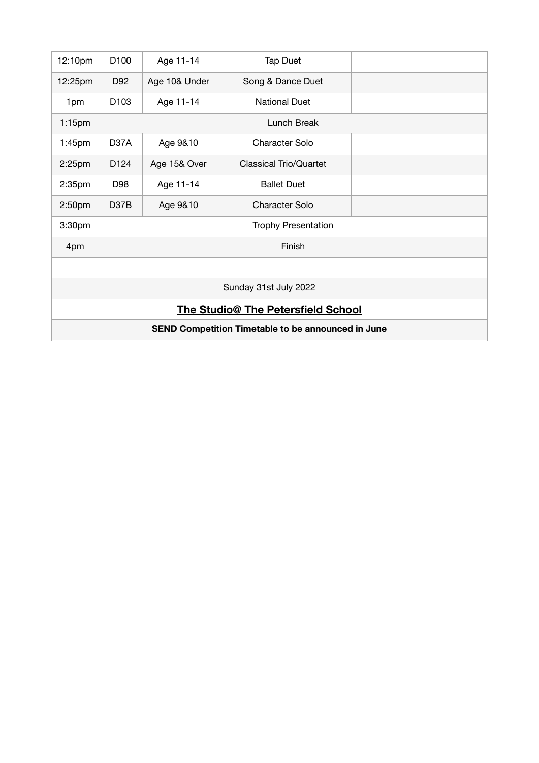| | | | | |
|---|---|---|---|---|
| 12:10pm | D100 | Age 11-14 | Tap Duet | |
| 12:25pm | D92 | Age 10& Under | Song & Dance Duet | |
| 1pm | D103 | Age 11-14 | National Duet | |
| 1:15pm | Lunch Break | | | |
| 1:45pm | D37A | Age 9&10 | Character Solo | |
| 2:25pm | D124 | Age 15& Over | Classical Trio/Quartet | |
| 2:35pm | D98 | Age 11-14 | Ballet Duet | |
| 2:50pm | D37B | Age 9&10 | Character Solo | |
| 3:30pm | Trophy Presentation | | | |
| 4pm | Finish | | | |
| | | | | |
| Sunday 31st July 2022 | | | | |
| **The Studio@ The Petersfield School** | | | | |
| **SEND Competition Timetable to be announced in June** | | | | |